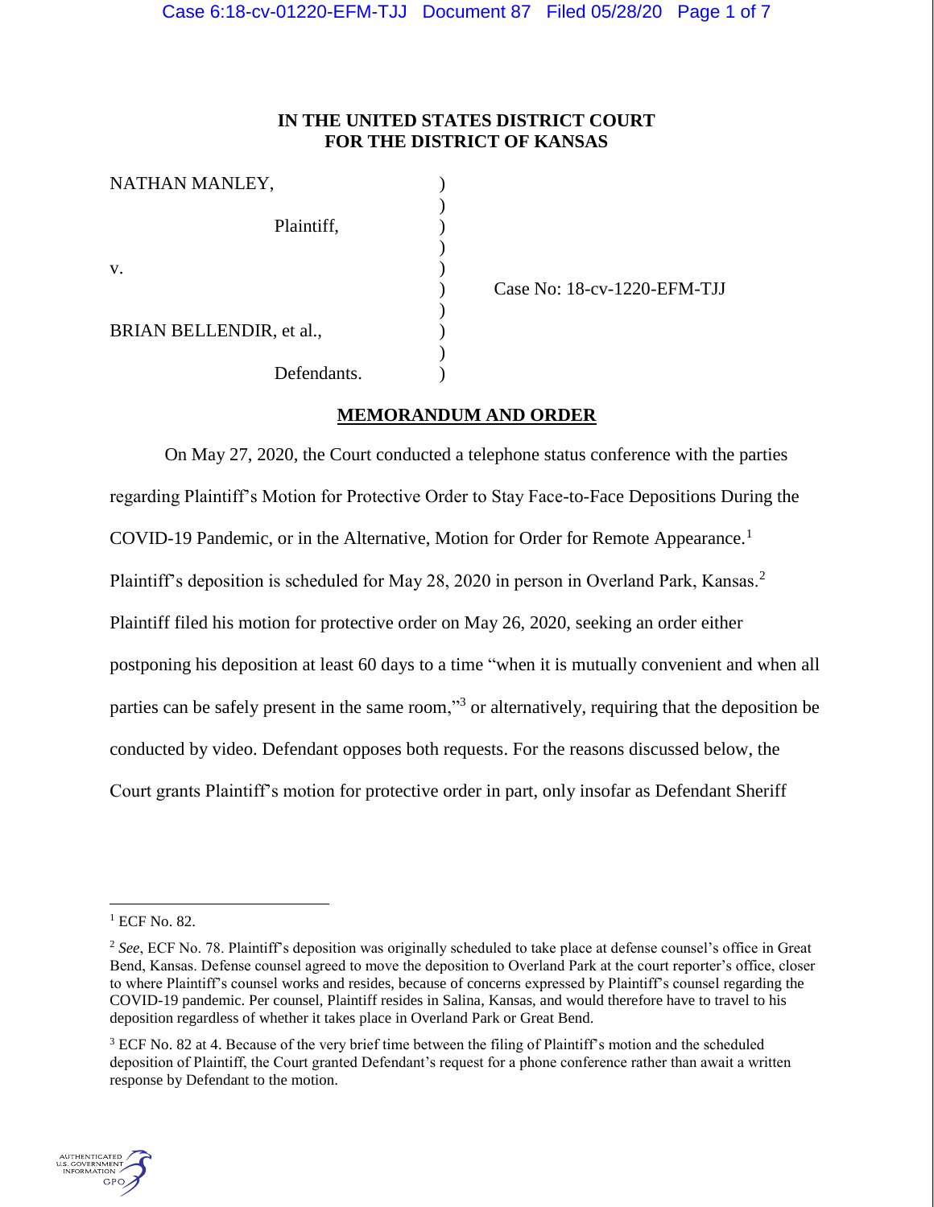**IN THE UNITED STATES DISTRICT COURT**
**FOR THE DISTRICT OF KANSAS**

NATHAN MANLEY,

Plaintiff,

v.

BRIAN BELLENDIR, et al.,

Defendants.

Case No: 18-cv-1220-EFM-TJJ

## MEMORANDUM AND ORDER

On May 27, 2020, the Court conducted a telephone status conference with the parties regarding Plaintiff's Motion for Protective Order to Stay Face-to-Face Depositions During the COVID-19 Pandemic, or in the Alternative, Motion for Order for Remote Appearance.[1] Plaintiff's deposition is scheduled for May 28, 2020 in person in Overland Park, Kansas.[2] Plaintiff filed his motion for protective order on May 26, 2020, seeking an order either postponing his deposition at least 60 days to a time "when it is mutually convenient and when all parties can be safely present in the same room,"[3] or alternatively, requiring that the deposition be conducted by video. Defendant opposes both requests. For the reasons discussed below, the Court grants Plaintiff's motion for protective order in part, only insofar as Defendant Sheriff

---

[1] ECF No. 82.

[2] *See*, ECF No. 78. Plaintiff's deposition was originally scheduled to take place at defense counsel's office in Great Bend, Kansas. Defense counsel agreed to move the deposition to Overland Park at the court reporter's office, closer to where Plaintiff's counsel works and resides, because of concerns expressed by Plaintiff's counsel regarding the COVID-19 pandemic. Per counsel, Plaintiff resides in Salina, Kansas, and would therefore have to travel to his deposition regardless of whether it takes place in Overland Park or Great Bend.

[3] ECF No. 82 at 4. Because of the very brief time between the filing of Plaintiff's motion and the scheduled deposition of Plaintiff, the Court granted Defendant's request for a phone conference rather than await a written response by Defendant to the motion.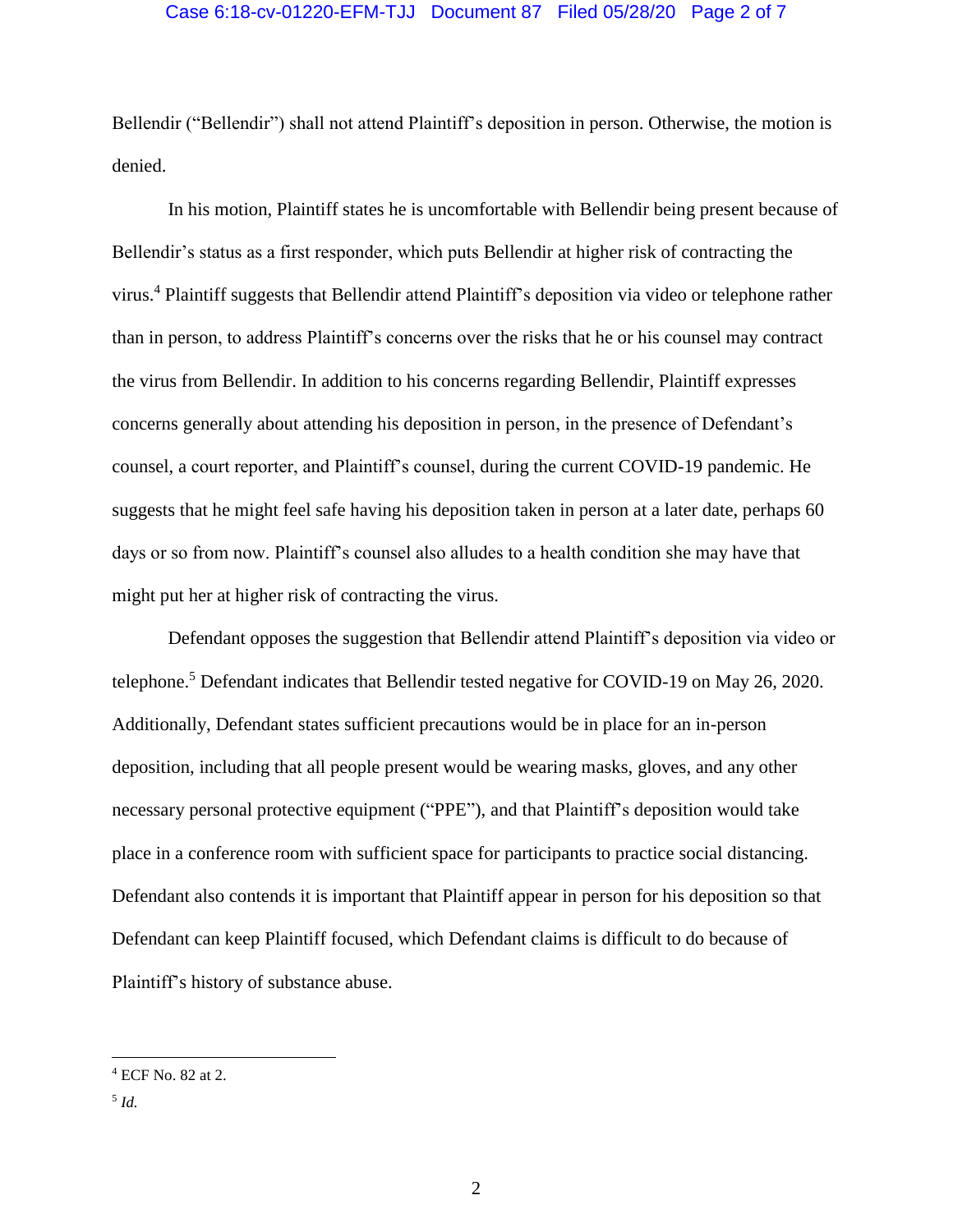Bellendir ("Bellendir") shall not attend Plaintiff's deposition in person. Otherwise, the motion is denied.

In his motion, Plaintiff states he is uncomfortable with Bellendir being present because of Bellendir's status as a first responder, which puts Bellendir at higher risk of contracting the virus.[4] Plaintiff suggests that Bellendir attend Plaintiff's deposition via video or telephone rather than in person, to address Plaintiff's concerns over the risks that he or his counsel may contract the virus from Bellendir. In addition to his concerns regarding Bellendir, Plaintiff expresses concerns generally about attending his deposition in person, in the presence of Defendant's counsel, a court reporter, and Plaintiff's counsel, during the current COVID-19 pandemic. He suggests that he might feel safe having his deposition taken in person at a later date, perhaps 60 days or so from now. Plaintiff's counsel also alludes to a health condition she may have that might put her at higher risk of contracting the virus.

Defendant opposes the suggestion that Bellendir attend Plaintiff's deposition via video or telephone.[5] Defendant indicates that Bellendir tested negative for COVID-19 on May 26, 2020. Additionally, Defendant states sufficient precautions would be in place for an in-person deposition, including that all people present would be wearing masks, gloves, and any other necessary personal protective equipment ("PPE"), and that Plaintiff's deposition would take place in a conference room with sufficient space for participants to practice social distancing. Defendant also contends it is important that Plaintiff appear in person for his deposition so that Defendant can keep Plaintiff focused, which Defendant claims is difficult to do because of Plaintiff's history of substance abuse.

---

[4] ECF No. 82 at 2.

[5] *Id.*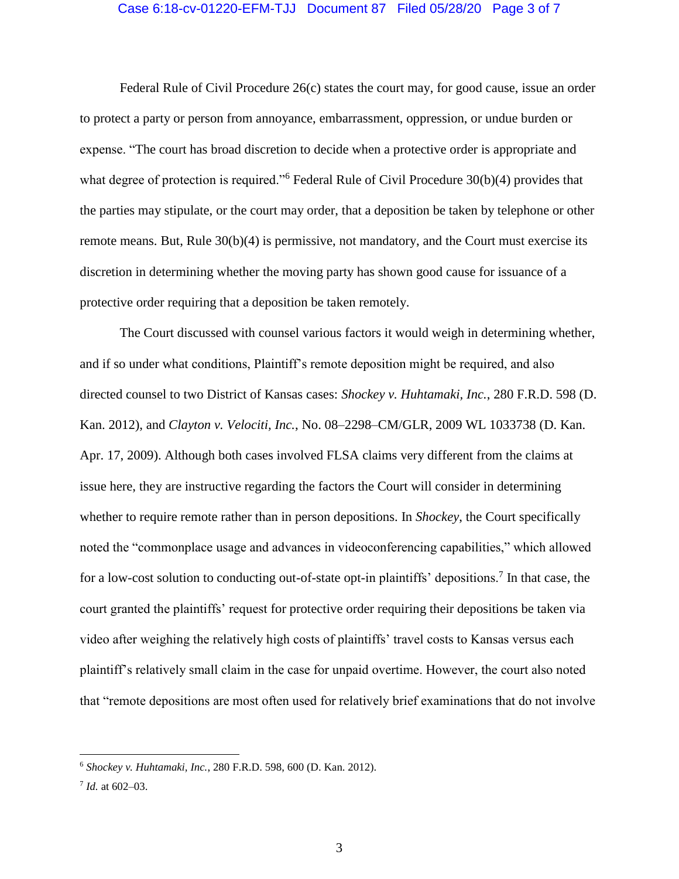Federal Rule of Civil Procedure 26(c) states the court may, for good cause, issue an order to protect a party or person from annoyance, embarrassment, oppression, or undue burden or expense. "The court has broad discretion to decide when a protective order is appropriate and what degree of protection is required."[6] Federal Rule of Civil Procedure 30(b)(4) provides that the parties may stipulate, or the court may order, that a deposition be taken by telephone or other remote means. But, Rule 30(b)(4) is permissive, not mandatory, and the Court must exercise its discretion in determining whether the moving party has shown good cause for issuance of a protective order requiring that a deposition be taken remotely.

The Court discussed with counsel various factors it would weigh in determining whether, and if so under what conditions, Plaintiff's remote deposition might be required, and also directed counsel to two District of Kansas cases: *Shockey v. Huhtamaki, Inc.*, 280 F.R.D. 598 (D. Kan. 2012), and *Clayton v. Velociti, Inc.*, No. 08–2298–CM/GLR, 2009 WL 1033738 (D. Kan. Apr. 17, 2009). Although both cases involved FLSA claims very different from the claims at issue here, they are instructive regarding the factors the Court will consider in determining whether to require remote rather than in person depositions. In *Shockey*, the Court specifically noted the "commonplace usage and advances in videoconferencing capabilities," which allowed for a low-cost solution to conducting out-of-state opt-in plaintiffs' depositions.[7] In that case, the court granted the plaintiffs' request for protective order requiring their depositions be taken via video after weighing the relatively high costs of plaintiffs' travel costs to Kansas versus each plaintiff's relatively small claim in the case for unpaid overtime. However, the court also noted that "remote depositions are most often used for relatively brief examinations that do not involve

---

[6] *Shockey v. Huhtamaki, Inc.*, 280 F.R.D. 598, 600 (D. Kan. 2012).

[7] *Id.* at 602–03.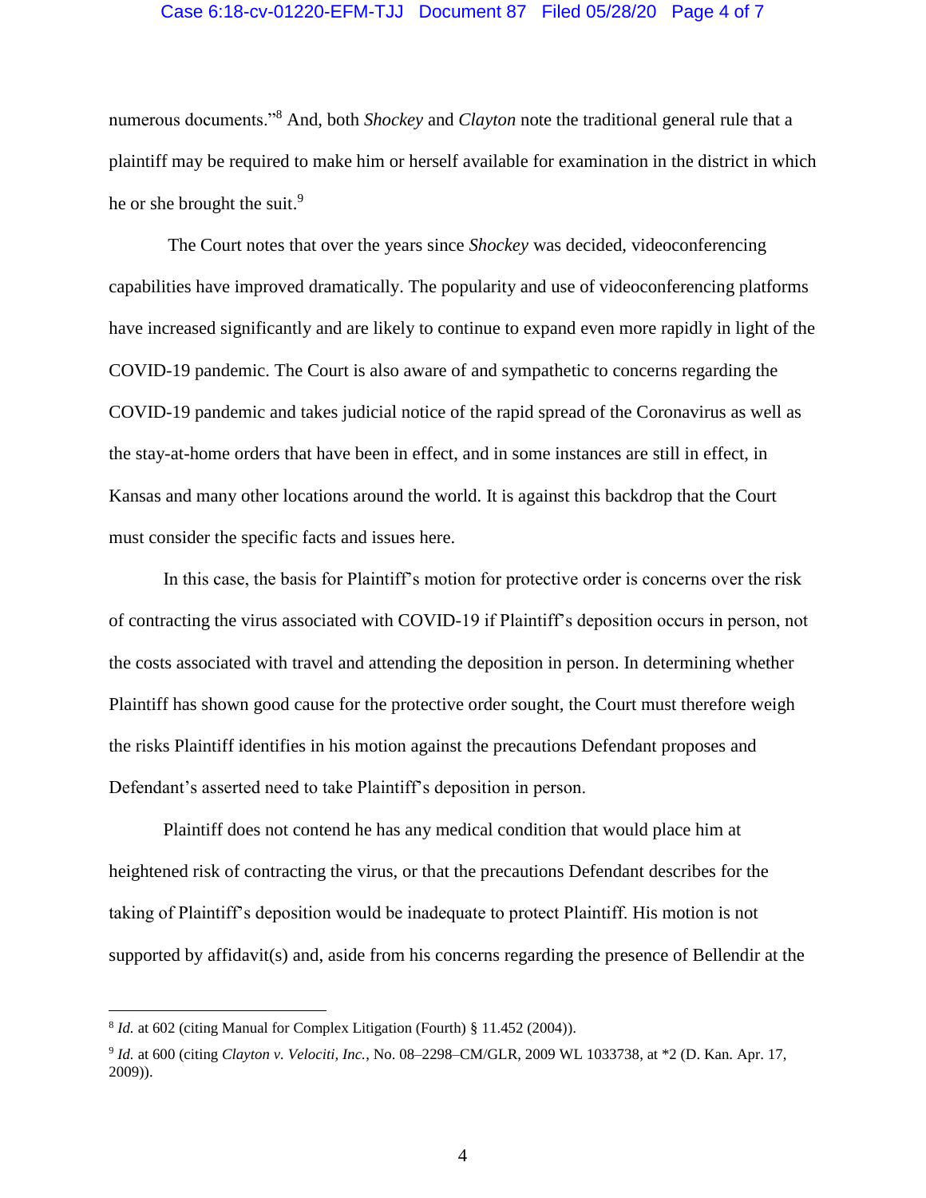numerous documents."[8] And, both *Shockey* and *Clayton* note the traditional general rule that a plaintiff may be required to make him or herself available for examination in the district in which he or she brought the suit.[9]

The Court notes that over the years since *Shockey* was decided, videoconferencing capabilities have improved dramatically. The popularity and use of videoconferencing platforms have increased significantly and are likely to continue to expand even more rapidly in light of the COVID-19 pandemic. The Court is also aware of and sympathetic to concerns regarding the COVID-19 pandemic and takes judicial notice of the rapid spread of the Coronavirus as well as the stay-at-home orders that have been in effect, and in some instances are still in effect, in Kansas and many other locations around the world. It is against this backdrop that the Court must consider the specific facts and issues here.

In this case, the basis for Plaintiff's motion for protective order is concerns over the risk of contracting the virus associated with COVID-19 if Plaintiff's deposition occurs in person, not the costs associated with travel and attending the deposition in person. In determining whether Plaintiff has shown good cause for the protective order sought, the Court must therefore weigh the risks Plaintiff identifies in his motion against the precautions Defendant proposes and Defendant's asserted need to take Plaintiff's deposition in person.

Plaintiff does not contend he has any medical condition that would place him at heightened risk of contracting the virus, or that the precautions Defendant describes for the taking of Plaintiff's deposition would be inadequate to protect Plaintiff. His motion is not supported by affidavit(s) and, aside from his concerns regarding the presence of Bellendir at the

---

[8] *Id.* at 602 (citing Manual for Complex Litigation (Fourth) § 11.452 (2004)).

[9] *Id.* at 600 (citing *Clayton v. Velociti, Inc.*, No. 08–2298–CM/GLR, 2009 WL 1033738, at *2 (D. Kan. Apr. 17, 2009)).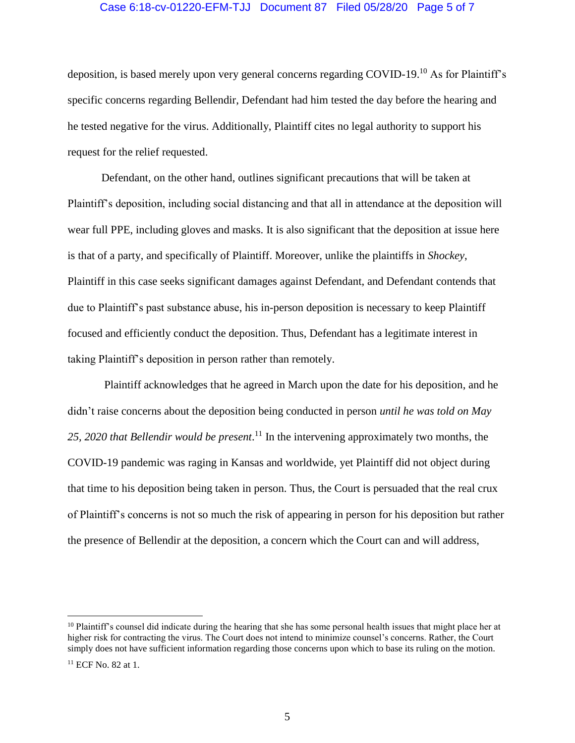deposition, is based merely upon very general concerns regarding COVID-19.[10] As for Plaintiff's specific concerns regarding Bellendir, Defendant had him tested the day before the hearing and he tested negative for the virus. Additionally, Plaintiff cites no legal authority to support his request for the relief requested.

Defendant, on the other hand, outlines significant precautions that will be taken at Plaintiff's deposition, including social distancing and that all in attendance at the deposition will wear full PPE, including gloves and masks. It is also significant that the deposition at issue here is that of a party, and specifically of Plaintiff. Moreover, unlike the plaintiffs in *Shockey*, Plaintiff in this case seeks significant damages against Defendant, and Defendant contends that due to Plaintiff's past substance abuse, his in-person deposition is necessary to keep Plaintiff focused and efficiently conduct the deposition. Thus, Defendant has a legitimate interest in taking Plaintiff's deposition in person rather than remotely.

Plaintiff acknowledges that he agreed in March upon the date for his deposition, and he didn't raise concerns about the deposition being conducted in person *until he was told on May 25, 2020 that Bellendir would be present*.[11] In the intervening approximately two months, the COVID-19 pandemic was raging in Kansas and worldwide, yet Plaintiff did not object during that time to his deposition being taken in person. Thus, the Court is persuaded that the real crux of Plaintiff's concerns is not so much the risk of appearing in person for his deposition but rather the presence of Bellendir at the deposition, a concern which the Court can and will address,

---

[10] Plaintiff's counsel did indicate during the hearing that she has some personal health issues that might place her at higher risk for contracting the virus. The Court does not intend to minimize counsel's concerns. Rather, the Court simply does not have sufficient information regarding those concerns upon which to base its ruling on the motion.

[11] ECF No. 82 at 1.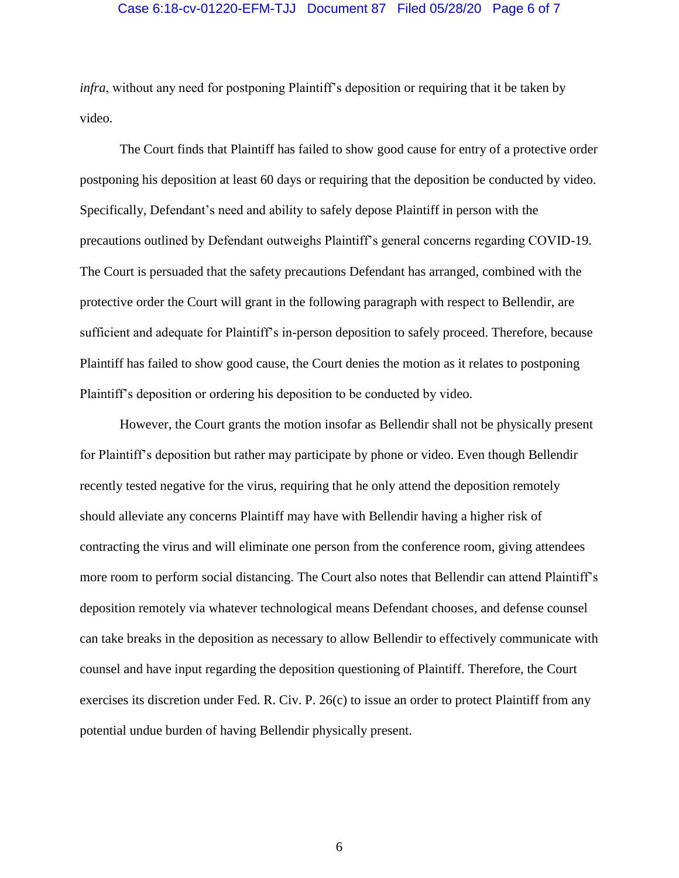*infra*, without any need for postponing Plaintiff's deposition or requiring that it be taken by video.

The Court finds that Plaintiff has failed to show good cause for entry of a protective order postponing his deposition at least 60 days or requiring that the deposition be conducted by video. Specifically, Defendant's need and ability to safely depose Plaintiff in person with the precautions outlined by Defendant outweighs Plaintiff's general concerns regarding COVID-19. The Court is persuaded that the safety precautions Defendant has arranged, combined with the protective order the Court will grant in the following paragraph with respect to Bellendir, are sufficient and adequate for Plaintiff's in-person deposition to safely proceed. Therefore, because Plaintiff has failed to show good cause, the Court denies the motion as it relates to postponing Plaintiff's deposition or ordering his deposition to be conducted by video.

However, the Court grants the motion insofar as Bellendir shall not be physically present for Plaintiff's deposition but rather may participate by phone or video. Even though Bellendir recently tested negative for the virus, requiring that he only attend the deposition remotely should alleviate any concerns Plaintiff may have with Bellendir having a higher risk of contracting the virus and will eliminate one person from the conference room, giving attendees more room to perform social distancing. The Court also notes that Bellendir can attend Plaintiff's deposition remotely via whatever technological means Defendant chooses, and defense counsel can take breaks in the deposition as necessary to allow Bellendir to effectively communicate with counsel and have input regarding the deposition questioning of Plaintiff. Therefore, the Court exercises its discretion under Fed. R. Civ. P. 26(c) to issue an order to protect Plaintiff from any potential undue burden of having Bellendir physically present.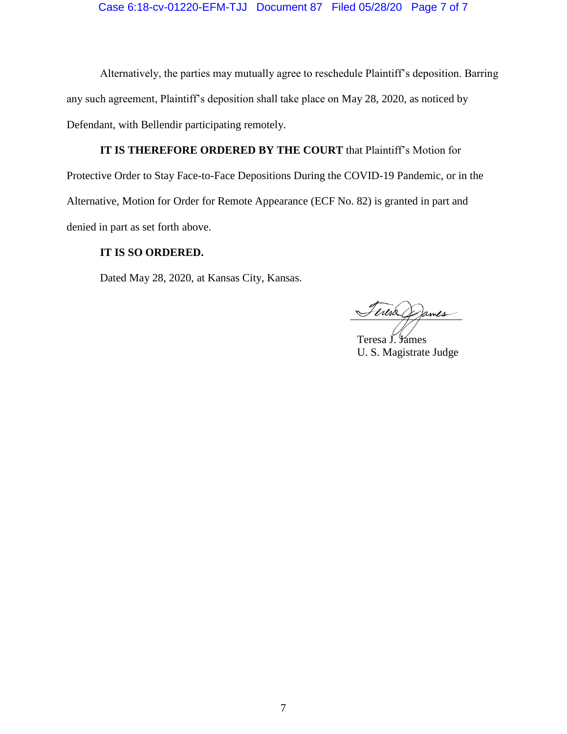Alternatively, the parties may mutually agree to reschedule Plaintiff's deposition. Barring any such agreement, Plaintiff's deposition shall take place on May 28, 2020, as noticed by Defendant, with Bellendir participating remotely.

**IT IS THEREFORE ORDERED BY THE COURT** that Plaintiff's Motion for Protective Order to Stay Face-to-Face Depositions During the COVID-19 Pandemic, or in the Alternative, Motion for Order for Remote Appearance (ECF No. 82) is granted in part and denied in part as set forth above.

**IT IS SO ORDERED.**

Dated May 28, 2020, at Kansas City, Kansas.

Teresa J. James
U. S. Magistrate Judge